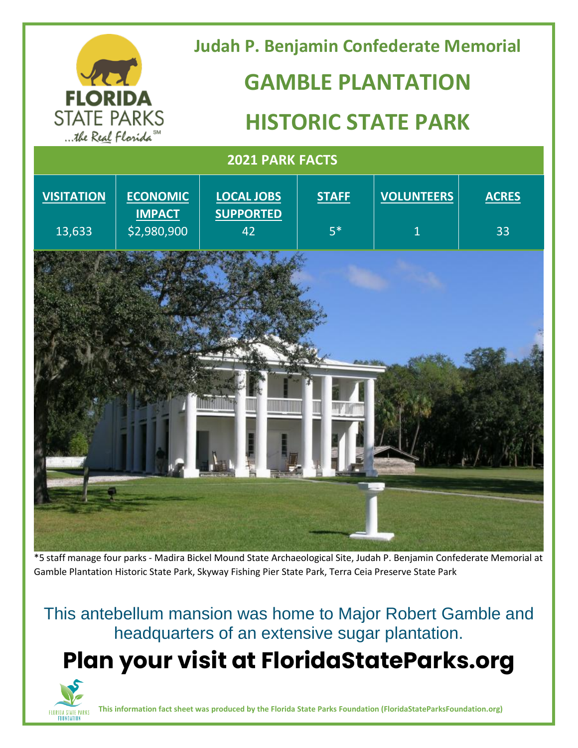# Judah P. Benjamin Confederate Memorial

# GAMBLE PLANTATION

# HISTORIC STATE PARK

## 2021 PARK FACTS

| VISITATION | ECONOMIC IMPACT | LOCAL JOBS SUPPORTED | STAFF | VOLUNTEERS | ACRES |
|---|---|---|---|---|---|
| 13,633 | $2,980,900 | 42 | 5* | 1 | 33 |

*5 staff manage four parks - Madira Bickel Mound State Archaeological Site, Judah P. Benjamin Confederate Memorial at Gamble Plantation Historic State Park, Skyway Fishing Pier State Park, Terra Ceia Preserve State Park

This antebellum mansion was home to Major Robert Gamble and headquarters of an extensive sugar plantation.

# Plan your visit at FloridaStateParks.org

**This information fact sheet was produced by the Florida State Parks Foundation (FloridaStateParksFoundation.org)**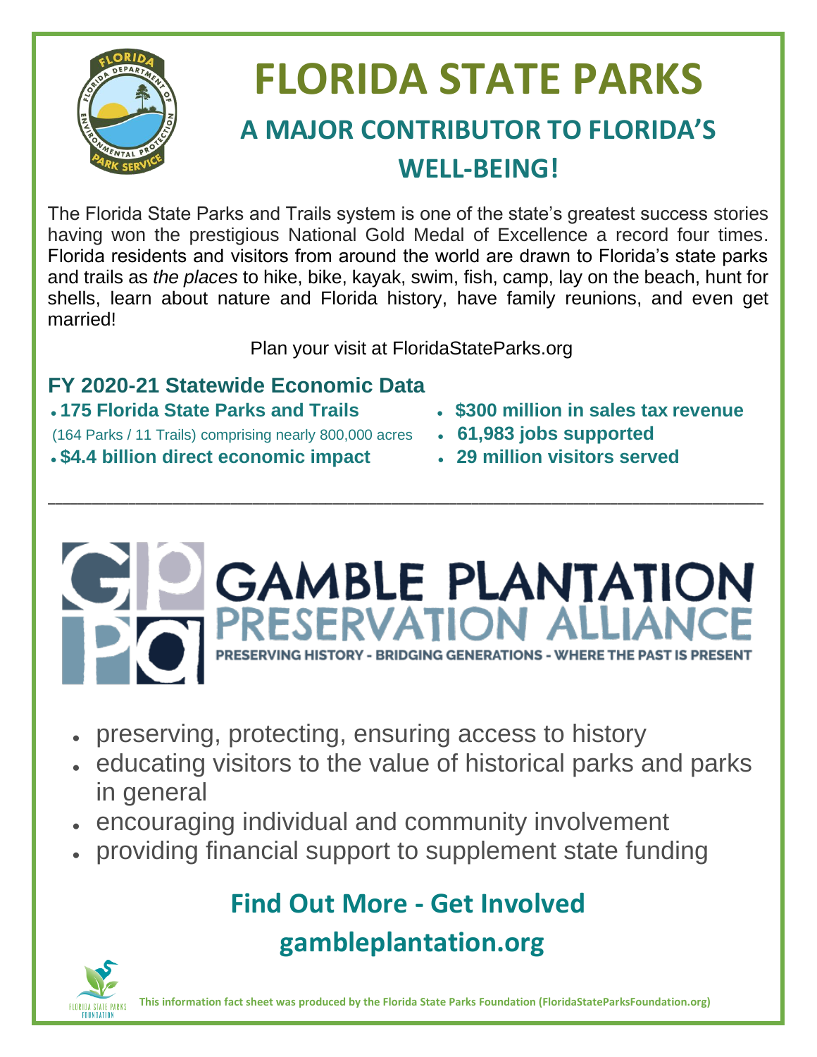# FLORIDA STATE PARKS

## A MAJOR CONTRIBUTOR TO FLORIDA'S WELL-BEING!

The Florida State Parks and Trails system is one of the state's greatest success stories having won the prestigious National Gold Medal of Excellence a record four times. Florida residents and visitors from around the world are drawn to Florida's state parks and trails as *the places* to hike, bike, kayak, swim, fish, camp, lay on the beach, hunt for shells, learn about nature and Florida history, have family reunions, and even get married!

Plan your visit at FloridaStateParks.org

### FY 2020-21 Statewide Economic Data

- **175 Florida State Parks and Trails**
  (164 Parks / 11 Trails) comprising nearly 800,000 acres
- **$4.4 billion direct economic impact**
- **$300 million in sales tax revenue**
- **61,983 jobs supported**
- **29 million visitors served**

---

## GAMBLE PLANTATION PRESERVATION ALLIANCE

PRESERVING HISTORY - BRIDGING GENERATIONS - WHERE THE PAST IS PRESENT

- preserving, protecting, ensuring access to history
- educating visitors to the value of historical parks and parks in general
- encouraging individual and community involvement
- providing financial support to supplement state funding

## Find Out More - Get Involved

## gambleplantation.org

**This information fact sheet was produced by the Florida State Parks Foundation (FloridaStateParksFoundation.org)**